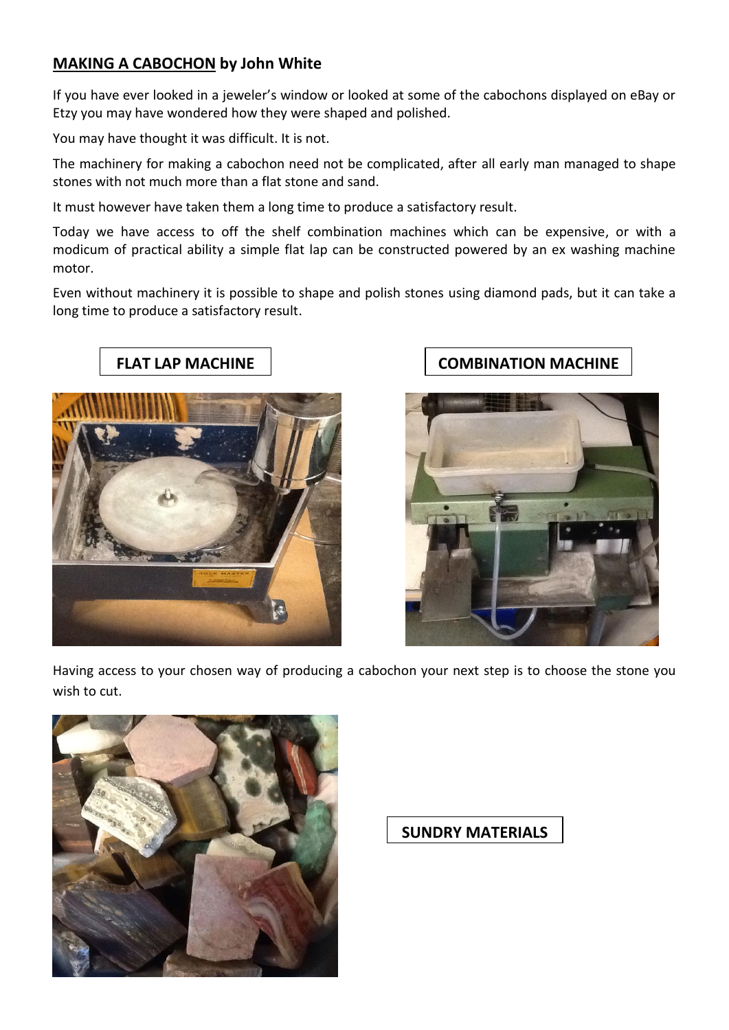## **MAKING A CABOCHON by John White**

If you have ever looked in a jeweler's window or looked at some of the cabochons displayed on eBay or Etzy you may have wondered how they were shaped and polished.

You may have thought it was difficult. It is not.

The machinery for making a cabochon need not be complicated, after all early man managed to shape stones with not much more than a flat stone and sand.

It must however have taken them a long time to produce a satisfactory result.

Today we have access to off the shelf combination machines which can be expensive, or with a modicum of practical ability a simple flat lap can be constructed powered by an ex washing machine motor.

Even without machinery it is possible to shape and polish stones using diamond pads, but it can take a long time to produce a satisfactory result.

**FLAT LAP MACHINE**

**COMBINATION MACHINE**

Having access to your chosen way of producing a cabochon your next step is to choose the stone you wish to cut.

**SUNDRY MATERIALS**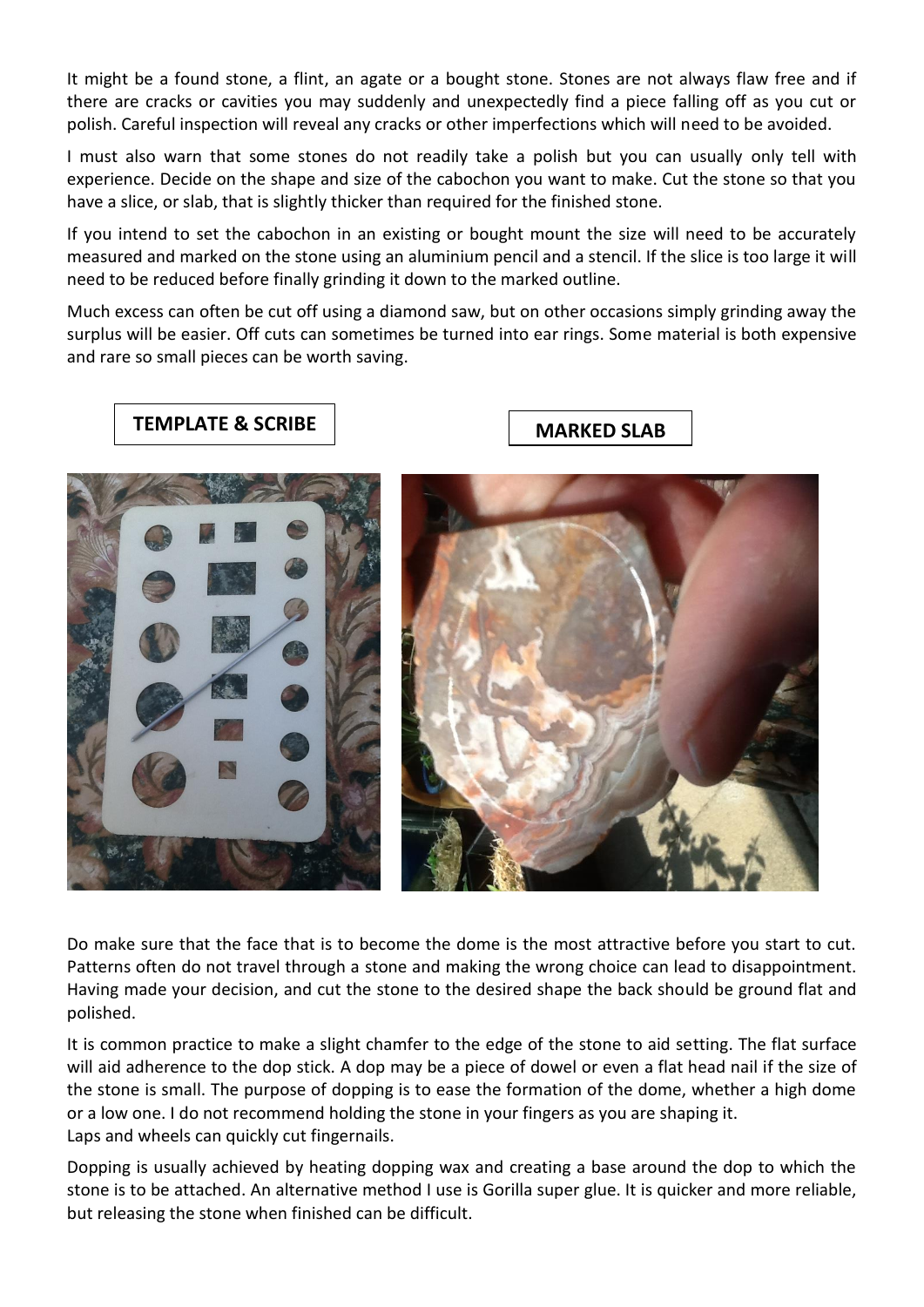It might be a found stone, a flint, an agate or a bought stone. Stones are not always flaw free and if there are cracks or cavities you may suddenly and unexpectedly find a piece falling off as you cut or polish. Careful inspection will reveal any cracks or other imperfections which will need to be avoided.

I must also warn that some stones do not readily take a polish but you can usually only tell with experience. Decide on the shape and size of the cabochon you want to make. Cut the stone so that you have a slice, or slab, that is slightly thicker than required for the finished stone.

If you intend to set the cabochon in an existing or bought mount the size will need to be accurately measured and marked on the stone using an aluminium pencil and a stencil. If the slice is too large it will need to be reduced before finally grinding it down to the marked outline.

Much excess can often be cut off using a diamond saw, but on other occasions simply grinding away the surplus will be easier. Off cuts can sometimes be turned into ear rings. Some material is both expensive and rare so small pieces can be worth saving.

**TEMPLATE & SCRIBE**

**MARKED SLAB**

Do make sure that the face that is to become the dome is the most attractive before you start to cut. Patterns often do not travel through a stone and making the wrong choice can lead to disappointment. Having made your decision, and cut the stone to the desired shape the back should be ground flat and polished.

It is common practice to make a slight chamfer to the edge of the stone to aid setting. The flat surface will aid adherence to the dop stick. A dop may be a piece of dowel or even a flat head nail if the size of the stone is small. The purpose of dopping is to ease the formation of the dome, whether a high dome or a low one. I do not recommend holding the stone in your fingers as you are shaping it.
Laps and wheels can quickly cut fingernails.

Dopping is usually achieved by heating dopping wax and creating a base around the dop to which the stone is to be attached. An alternative method I use is Gorilla super glue. It is quicker and more reliable, but releasing the stone when finished can be difficult.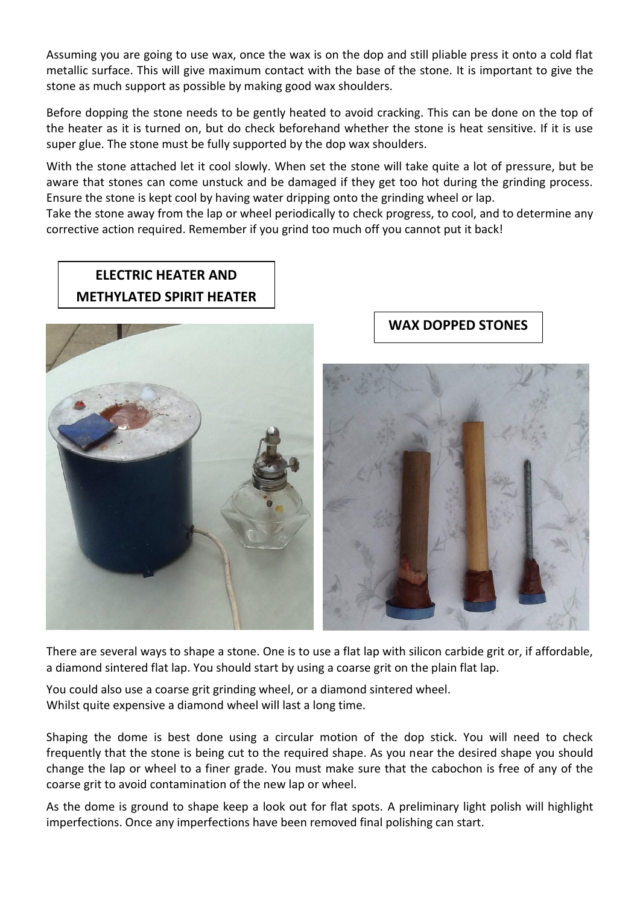Assuming you are going to use wax, once the wax is on the dop and still pliable press it onto a cold flat metallic surface. This will give maximum contact with the base of the stone. It is important to give the stone as much support as possible by making good wax shoulders.

Before dopping the stone needs to be gently heated to avoid cracking. This can be done on the top of the heater as it is turned on, but do check beforehand whether the stone is heat sensitive. If it is use super glue. The stone must be fully supported by the dop wax shoulders.

With the stone attached let it cool slowly. When set the stone will take quite a lot of pressure, but be aware that stones can come unstuck and be damaged if they get too hot during the grinding process. Ensure the stone is kept cool by having water dripping onto the grinding wheel or lap.
Take the stone away from the lap or wheel periodically to check progress, to cool, and to determine any corrective action required. Remember if you grind too much off you cannot put it back!

**ELECTRIC HEATER AND METHYLATED SPIRIT HEATER**

**WAX DOPPED STONES**

There are several ways to shape a stone. One is to use a flat lap with silicon carbide grit or, if affordable, a diamond sintered flat lap. You should start by using a coarse grit on the plain flat lap.

You could also use a coarse grit grinding wheel, or a diamond sintered wheel.
Whilst quite expensive a diamond wheel will last a long time.

Shaping the dome is best done using a circular motion of the dop stick. You will need to check frequently that the stone is being cut to the required shape. As you near the desired shape you should change the lap or wheel to a finer grade. You must make sure that the cabochon is free of any of the coarse grit to avoid contamination of the new lap or wheel.

As the dome is ground to shape keep a look out for flat spots. A preliminary light polish will highlight imperfections. Once any imperfections have been removed final polishing can start.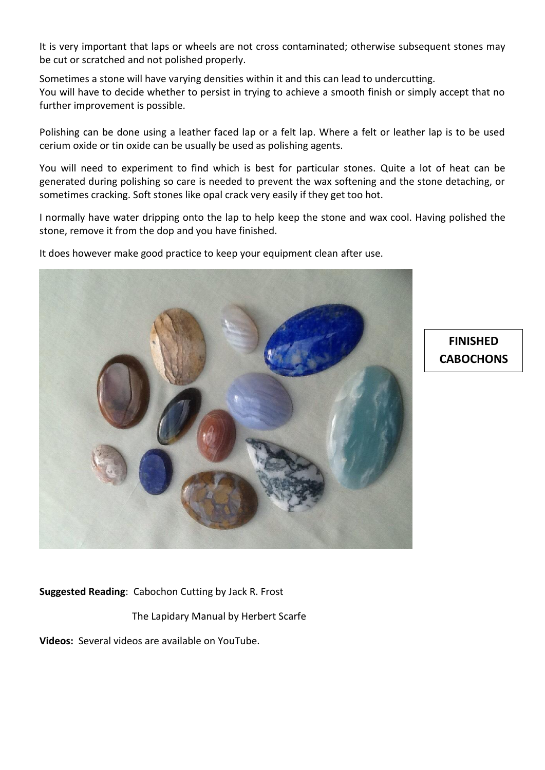It is very important that laps or wheels are not cross contaminated; otherwise subsequent stones may be cut or scratched and not polished properly.

Sometimes a stone will have varying densities within it and this can lead to undercutting.
You will have to decide whether to persist in trying to achieve a smooth finish or simply accept that no further improvement is possible.

Polishing can be done using a leather faced lap or a felt lap. Where a felt or leather lap is to be used cerium oxide or tin oxide can be usually be used as polishing agents.

You will need to experiment to find which is best for particular stones. Quite a lot of heat can be generated during polishing so care is needed to prevent the wax softening and the stone detaching, or sometimes cracking. Soft stones like opal crack very easily if they get too hot.

I normally have water dripping onto the lap to help keep the stone and wax cool. Having polished the stone, remove it from the dop and you have finished.

It does however make good practice to keep your equipment clean after use.

**FINISHED CABOCHONS**

**Suggested Reading**: Cabochon Cutting by Jack R. Frost

The Lapidary Manual by Herbert Scarfe

**Videos:** Several videos are available on YouTube.